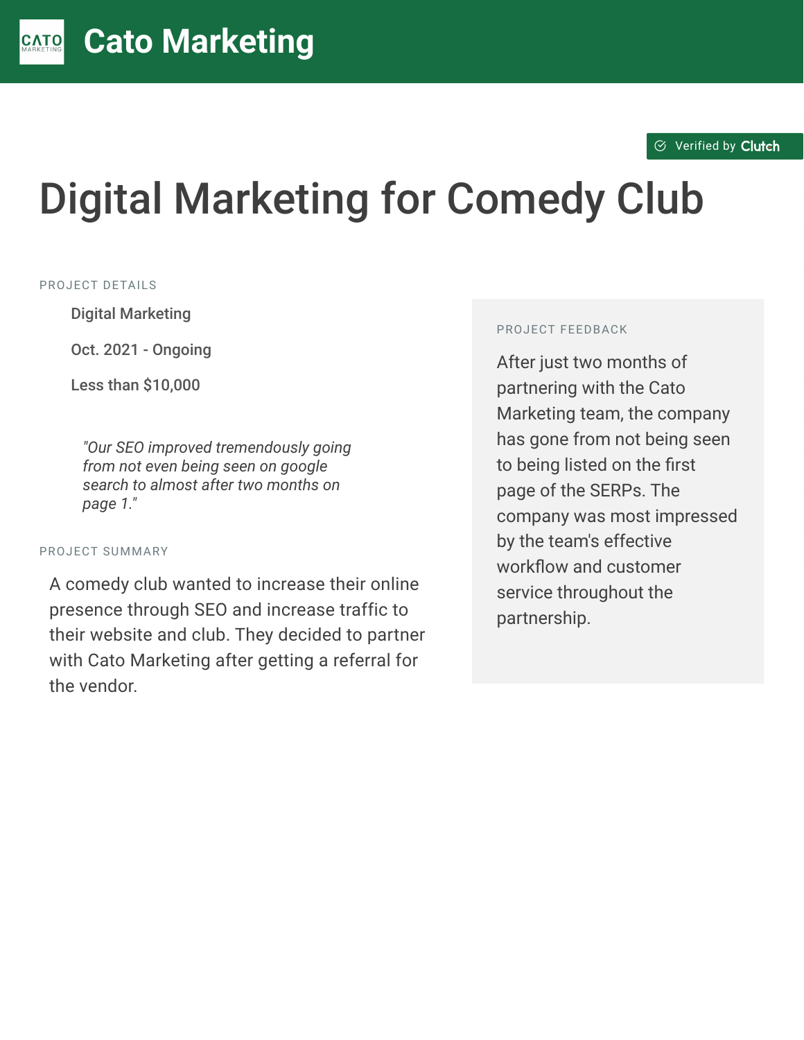# Cato Marketing

Verified by Clutch

# Digital Marketing for Comedy Club

## PROJECT DETAILS

- Digital Marketing
- Oct. 2021 - Ongoing
- Less than $10,000

> *"Our SEO improved tremendously going from not even being seen on google search to almost after two months on page 1."*

## PROJECT SUMMARY

A comedy club wanted to increase their online presence through SEO and increase traffic to their website and club. They decided to partner with Cato Marketing after getting a referral for the vendor.

## PROJECT FEEDBACK

After just two months of partnering with the Cato Marketing team, the company has gone from not being seen to being listed on the first page of the SERPs. The company was most impressed by the team's effective workflow and customer service throughout the partnership.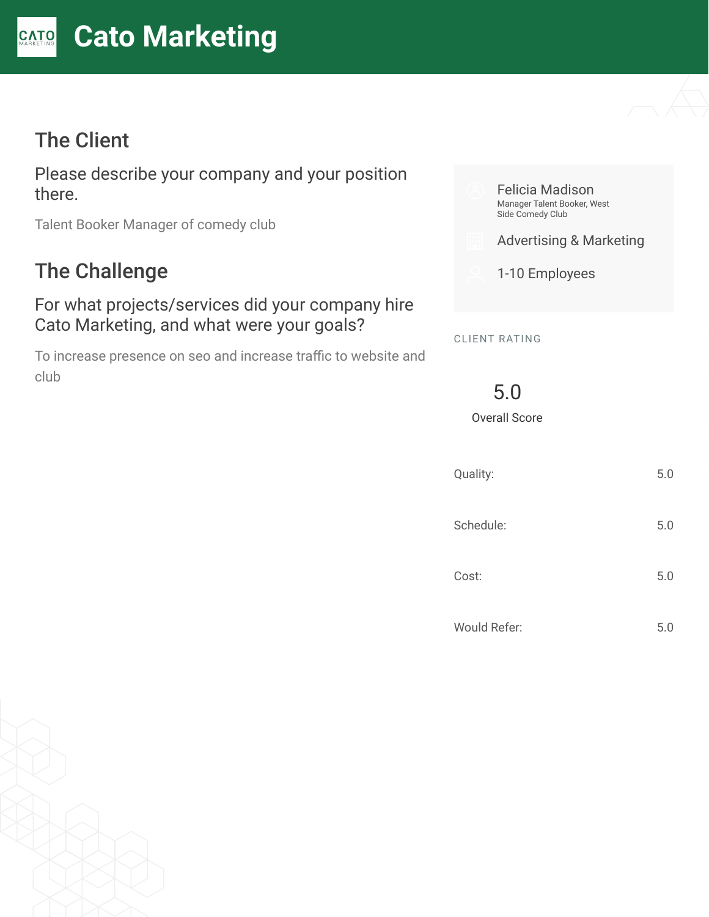# Cato Marketing

## The Client

### Please describe your company and your position there.

Talent Booker Manager of comedy club

## The Challenge

### For what projects/services did your company hire Cato Marketing, and what were your goals?

To increase presence on seo and increase traffic to website and club

Felicia Madison
Manager Talent Booker, West Side Comedy Club

Advertising & Marketing

1-10 Employees

CLIENT RATING

5.0
Overall Score

| | |
|---|---|
| Quality: | 5.0 |
| Schedule: | 5.0 |
| Cost: | 5.0 |
| Would Refer: | 5.0 |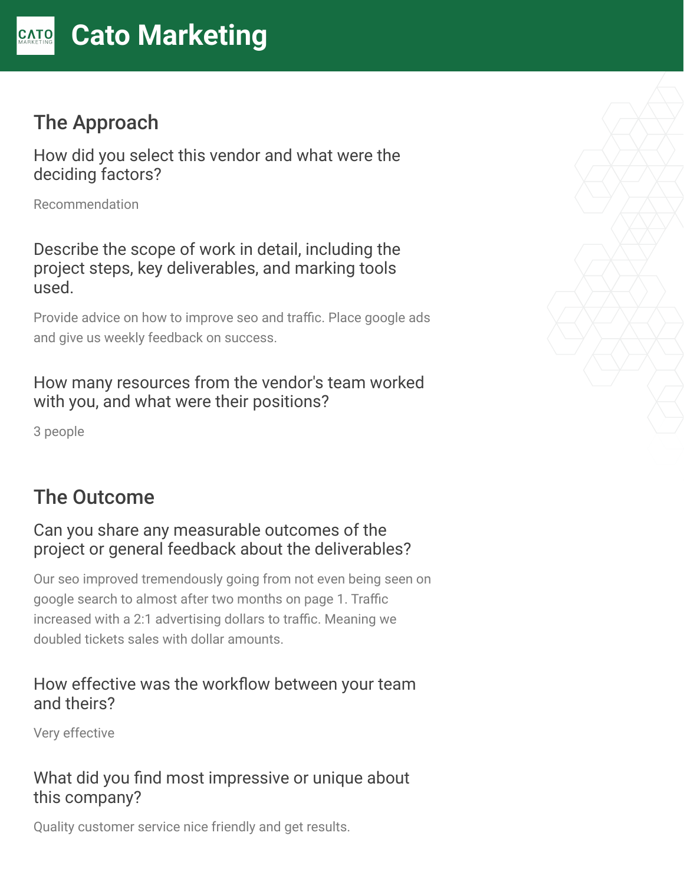# Cato Marketing

## The Approach

### How did you select this vendor and what were the deciding factors?

Recommendation

### Describe the scope of work in detail, including the project steps, key deliverables, and marking tools used.

Provide advice on how to improve seo and traffic. Place google ads and give us weekly feedback on success.

### How many resources from the vendor's team worked with you, and what were their positions?

3 people

## The Outcome

### Can you share any measurable outcomes of the project or general feedback about the deliverables?

Our seo improved tremendously going from not even being seen on google search to almost after two months on page 1. Traffic increased with a 2:1 advertising dollars to traffic. Meaning we doubled tickets sales with dollar amounts.

### How effective was the workflow between your team and theirs?

Very effective

### What did you find most impressive or unique about this company?

Quality customer service nice friendly and get results.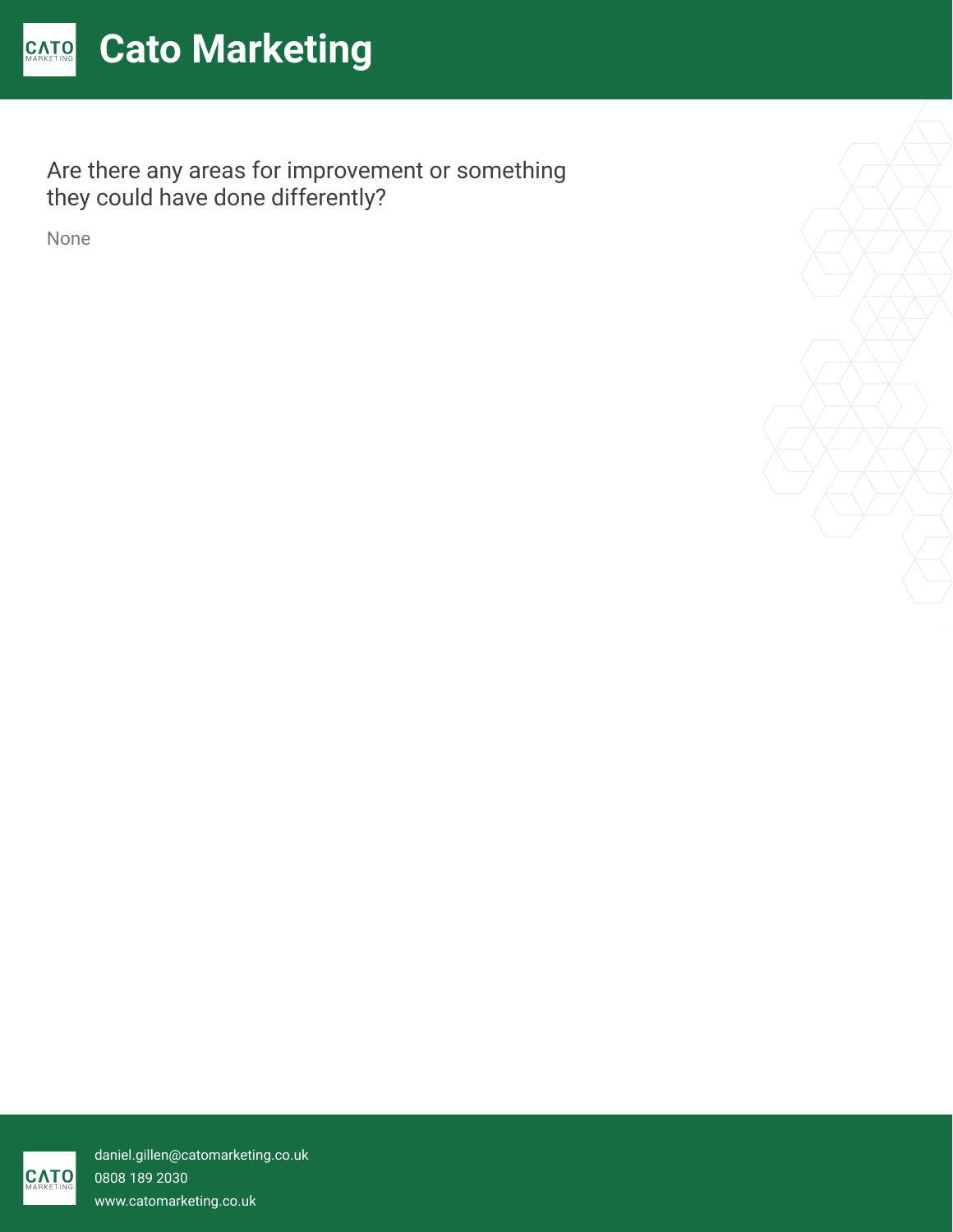Are there any areas for improvement or something they could have done differently?

None